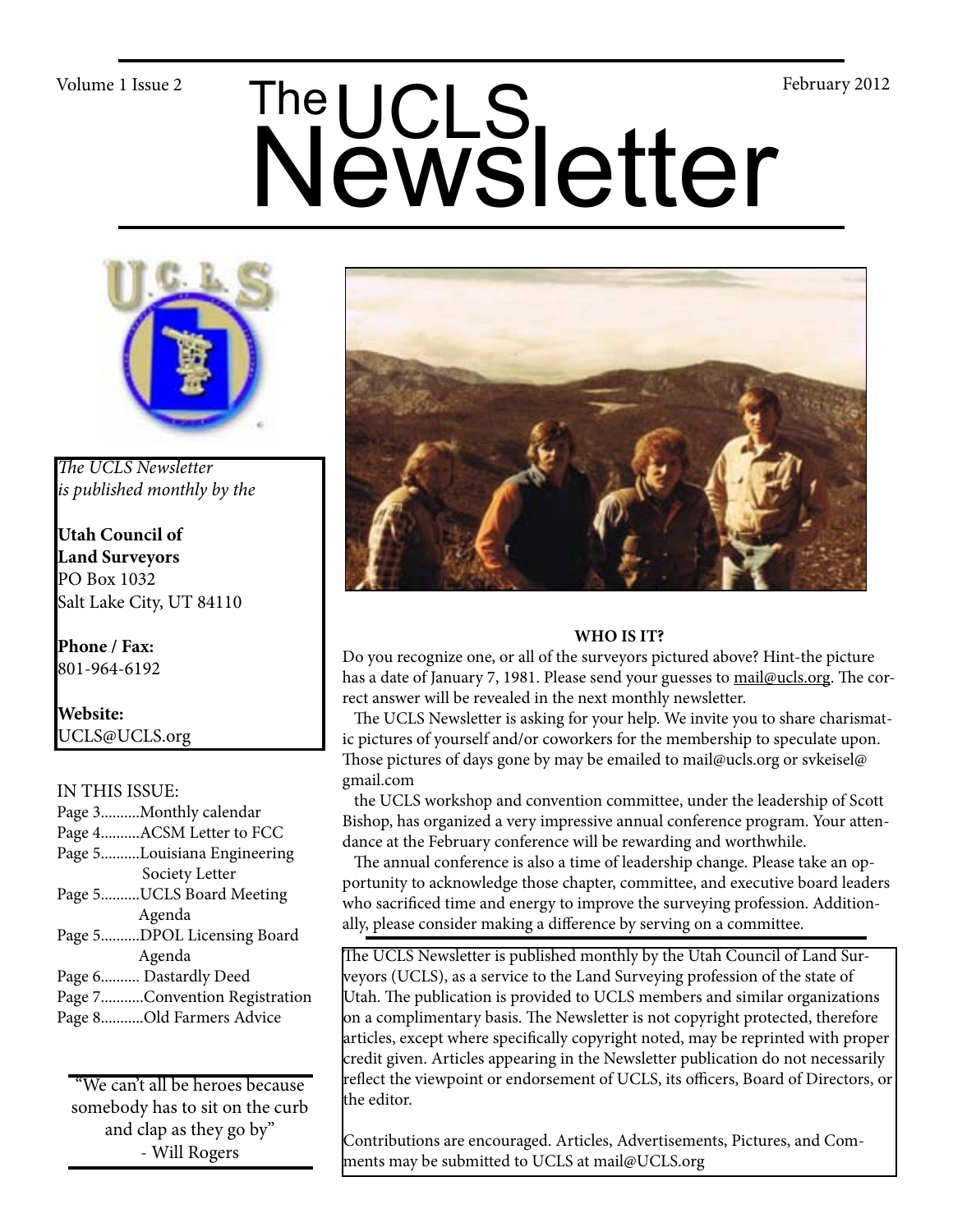Volume 1 Issue 2 February 2012

# The UCLS Newsletter

*The UCLS Newsletter is published monthly by the*

**Utah Council of Land Surveyors**
PO Box 1032
Salt Lake City, UT 84110

**Phone / Fax:**
801-964-6192

**Website:**
UCLS@UCLS.org

IN THIS ISSUE:
- Page 3..........Monthly calendar
- Page 4..........ACSM Letter to FCC
- Page 5..........Louisiana Engineering Society Letter
- Page 5..........UCLS Board Meeting Agenda
- Page 5..........DPOL Licensing Board Agenda
- Page 6.......... Dastardly Deed
- Page 7...........Convention Registration
- Page 8...........Old Farmers Advice

"We can't all be heroes because somebody has to sit on the curb and clap as they go by"
- Will Rogers

**WHO IS IT?**

Do you recognize one, or all of the surveyors pictured above? Hint-the picture has a date of January 7, 1981. Please send your guesses to mail@ucls.org. The correct answer will be revealed in the next monthly newsletter.

The UCLS Newsletter is asking for your help. We invite you to share charismatic pictures of yourself and/or coworkers for the membership to speculate upon. Those pictures of days gone by may be emailed to mail@ucls.org or svkeisel@gmail.com

the UCLS workshop and convention committee, under the leadership of Scott Bishop, has organized a very impressive annual conference program. Your attendance at the February conference will be rewarding and worthwhile.

The annual conference is also a time of leadership change. Please take an opportunity to acknowledge those chapter, committee, and executive board leaders who sacrificed time and energy to improve the surveying profession. Additionally, please consider making a difference by serving on a committee.

The UCLS Newsletter is published monthly by the Utah Council of Land Surveyors (UCLS), as a service to the Land Surveying profession of the state of Utah. The publication is provided to UCLS members and similar organizations on a complimentary basis. The Newsletter is not copyright protected, therefore articles, except where specifically copyright noted, may be reprinted with proper credit given. Articles appearing in the Newsletter publication do not necessarily reflect the viewpoint or endorsement of UCLS, its officers, Board of Directors, or the editor.

Contributions are encouraged. Articles, Advertisements, Pictures, and Comments may be submitted to UCLS at mail@UCLS.org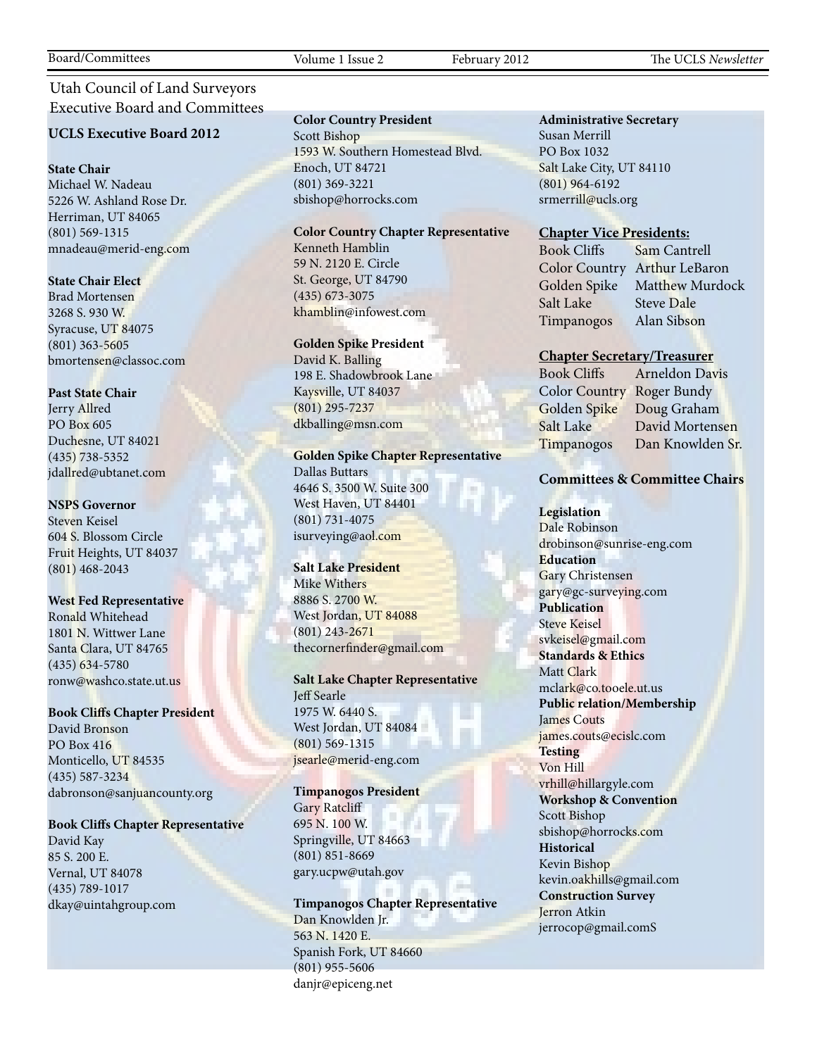# Utah Council of Land Surveyors Executive Board and Committees

## UCLS Executive Board 2012

**State Chair**
Michael W. Nadeau
5226 W. Ashland Rose Dr.
Herriman, UT 84065
(801) 569-1315
mnadeau@merid-eng.com

**State Chair Elect**
Brad Mortensen
3268 S. 930 W.
Syracuse, UT 84075
(801) 363-5605
bmortensen@classoc.com

**Past State Chair**
Jerry Allred
PO Box 605
Duchesne, UT 84021
(435) 738-5352
jdallred@ubtanet.com

**NSPS Governor**
Steven Keisel
604 S. Blossom Circle
Fruit Heights, UT 84037
(801) 468-2043

**West Fed Representative**
Ronald Whitehead
1801 N. Wittwer Lane
Santa Clara, UT 84765
(435) 634-5780
ronw@washco.state.ut.us

**Book Cliffs Chapter President**
David Bronson
PO Box 416
Monticello, UT 84535
(435) 587-3234
dabronson@sanjuancounty.org

**Book Cliffs Chapter Representative**
David Kay
85 S. 200 E.
Vernal, UT 84078
(435) 789-1017
dkay@uintahgroup.com

**Color Country President**
Scott Bishop
1593 W. Southern Homestead Blvd.
Enoch, UT 84721
(801) 369-3221
sbishop@horrocks.com

**Color Country Chapter Representative**
Kenneth Hamblin
59 N. 2120 E. Circle
St. George, UT 84790
(435) 673-3075
khamblin@infowest.com

**Golden Spike President**
David K. Balling
198 E. Shadowbrook Lane
Kaysville, UT 84037
(801) 295-7237
dkballing@msn.com

**Golden Spike Chapter Representative**
Dallas Buttars
4646 S. 3500 W. Suite 300
West Haven, UT 84401
(801) 731-4075
isurveying@aol.com

**Salt Lake President**
Mike Withers
8886 S. 2700 W.
West Jordan, UT 84088
(801) 243-2671
thecornerfinder@gmail.com

**Salt Lake Chapter Representative**
Jeff Searle
1975 W. 6440 S.
West Jordan, UT 84084
(801) 569-1315
jsearle@merid-eng.com

**Timpanogos President**
Gary Ratcliff
695 N. 100 W.
Springville, UT 84663
(801) 851-8669
gary.ucpw@utah.gov

**Timpanogos Chapter Representative**
Dan Knowlden Jr.
563 N. 1420 E.
Spanish Fork, UT 84660
(801) 955-5606
danjr@epiceng.net

**Administrative Secretary**
Susan Merrill
PO Box 1032
Salt Lake City, UT 84110
(801) 964-6192
srmerrill@ucls.org

**Chapter Vice Presidents:**

| | |
|---|---|
| Book Cliffs | Sam Cantrell |
| Color Country | Arthur LeBaron |
| Golden Spike | Matthew Murdock |
| Salt Lake | Steve Dale |
| Timpanogos | Alan Sibson |

**Chapter Secretary/Treasurer**

| | |
|---|---|
| Book Cliffs | Arneldon Davis |
| Color Country | Roger Bundy |
| Golden Spike | Doug Graham |
| Salt Lake | David Mortensen |
| Timpanogos | Dan Knowlden Sr. |

## Committees & Committee Chairs

**Legislation**
Dale Robinson
drobinson@sunrise-eng.com

**Education**
Gary Christensen
gary@gc-surveying.com

**Publication**
Steve Keisel
svkeisel@gmail.com

**Standards & Ethics**
Matt Clark
mclark@co.tooele.ut.us

**Public relation/Membership**
James Couts
james.couts@ecislc.com

**Testing**
Von Hill
vrhill@hillargyle.com

**Workshop & Convention**
Scott Bishop
sbishop@horrocks.com

**Historical**
Kevin Bishop
kevin.oakhills@gmail.com

**Construction Survey**
Jerron Atkin
jerrocop@gmail.comS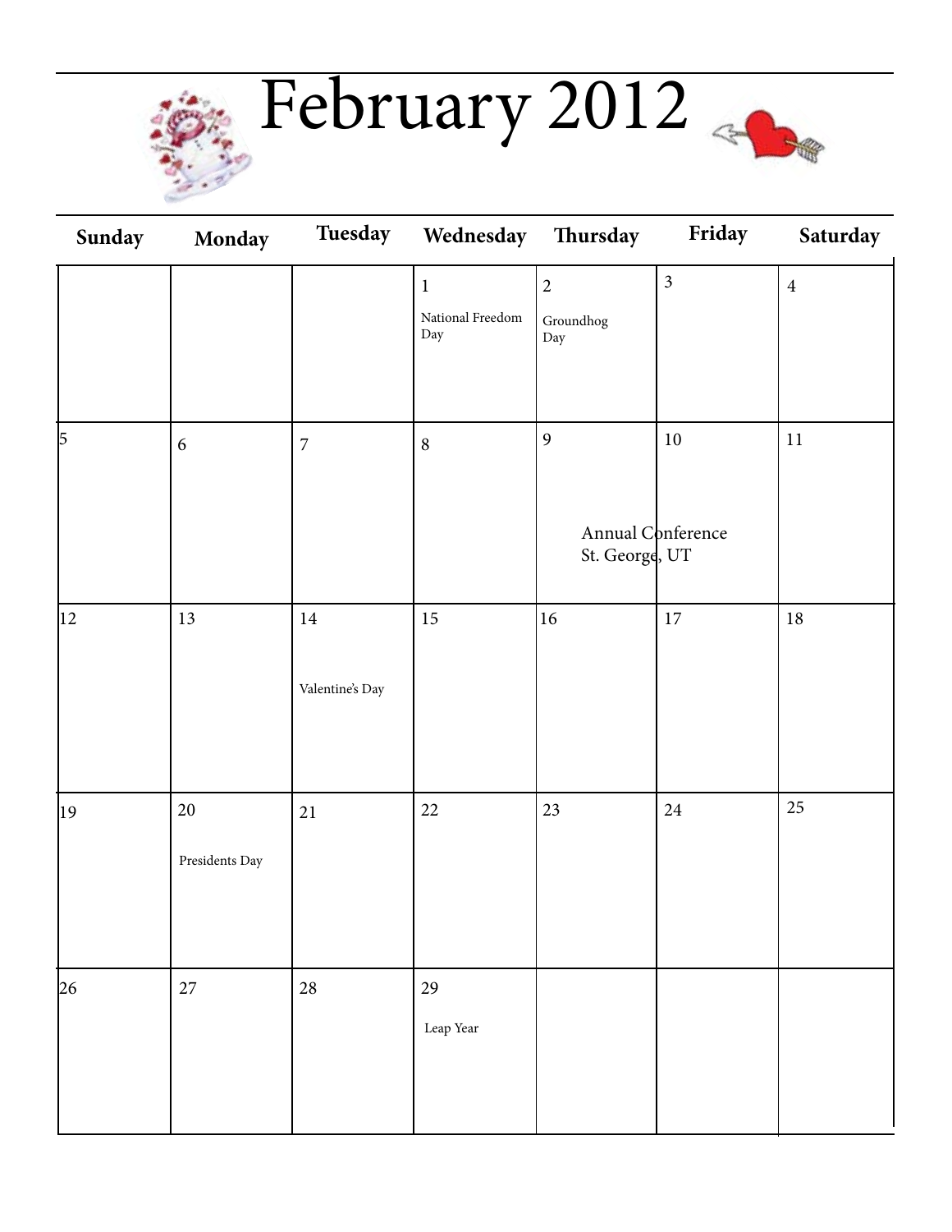# February 2012

| Sunday | Monday | Tuesday | Wednesday | Thursday | Friday | Saturday |
|---|---|---|---|---|---|---|
| | | | 1 National Freedom Day | 2 Groundhog Day | 3 | 4 |
| 5 | 6 | 7 | 8 | 9 Annual Conference St. George, UT | 10 | 11 |
| 12 | 13 | 14 Valentine's Day | 15 | 16 | 17 | 18 |
| 19 | 20 Presidents Day | 21 | 22 | 23 | 24 | 25 |
| 26 | 27 | 28 | 29 Leap Year | | | |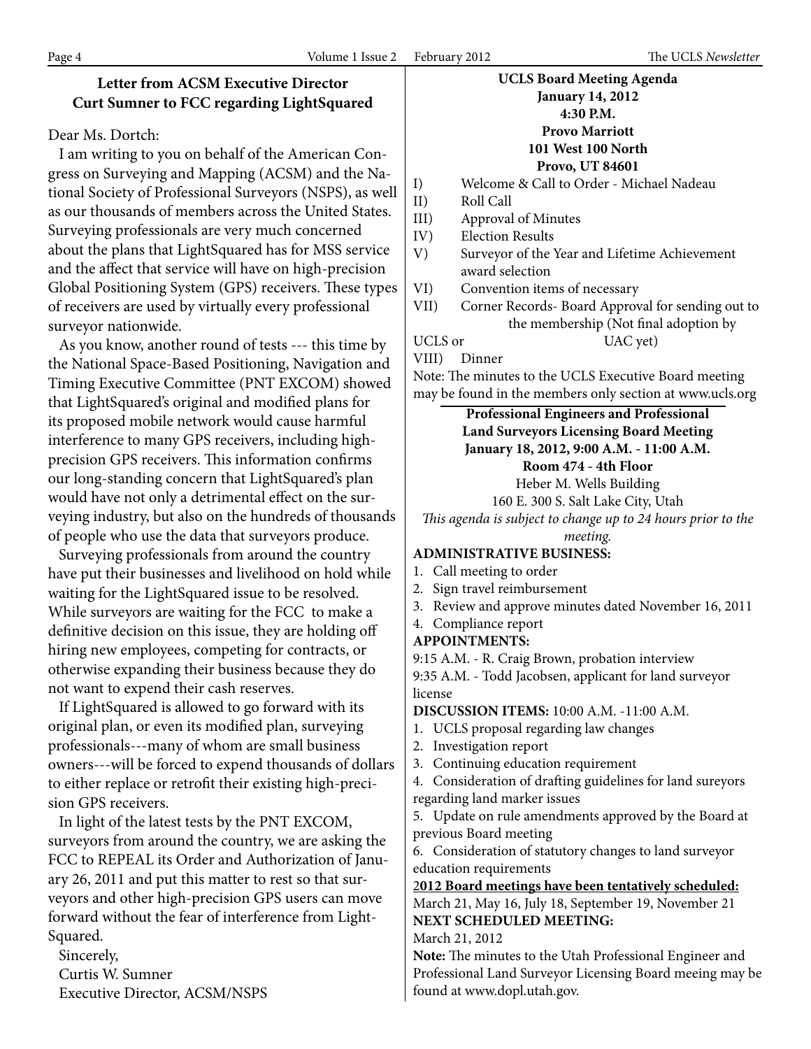## Letter from ACSM Executive Director Curt Sumner to FCC regarding LightSquared

Dear Ms. Dortch:

I am writing to you on behalf of the American Congress on Surveying and Mapping (ACSM) and the National Society of Professional Surveyors (NSPS), as well as our thousands of members across the United States. Surveying professionals are very much concerned about the plans that LightSquared has for MSS service and the affect that service will have on high-precision Global Positioning System (GPS) receivers. These types of receivers are used by virtually every professional surveyor nationwide.

As you know, another round of tests --- this time by the National Space-Based Positioning, Navigation and Timing Executive Committee (PNT EXCOM) showed that LightSquared's original and modified plans for its proposed mobile network would cause harmful interference to many GPS receivers, including high-precision GPS receivers. This information confirms our long-standing concern that LightSquared's plan would have not only a detrimental effect on the surveying industry, but also on the hundreds of thousands of people who use the data that surveyors produce.

Surveying professionals from around the country have put their businesses and livelihood on hold while waiting for the LightSquared issue to be resolved. While surveyors are waiting for the FCC to make a definitive decision on this issue, they are holding off hiring new employees, competing for contracts, or otherwise expanding their business because they do not want to expend their cash reserves.

If LightSquared is allowed to go forward with its original plan, or even its modified plan, surveying professionals---many of whom are small business owners---will be forced to expend thousands of dollars to either replace or retrofit their existing high-precision GPS receivers.

In light of the latest tests by the PNT EXCOM, surveyors from around the country, we are asking the FCC to REPEAL its Order and Authorization of January 26, 2011 and put this matter to rest so that surveyors and other high-precision GPS users can move forward without the fear of interference from LightSquared.

Sincerely,
Curtis W. Sumner
Executive Director, ACSM/NSPS

## UCLS Board Meeting Agenda

**January 14, 2012**
**4:30 P.M.**
**Provo Marriott**
**101 West 100 North**
**Provo, UT 84601**

I) Welcome & Call to Order - Michael Nadeau
II) Roll Call
III) Approval of Minutes
IV) Election Results
V) Surveyor of the Year and Lifetime Achievement award selection
VI) Convention items of necessary
VII) Corner Records- Board Approval for sending out to the membership (Not final adoption by UCLS or UAC yet)
VIII) Dinner

Note: The minutes to the UCLS Executive Board meeting may be found in the members only section at www.ucls.org

## Professional Engineers and Professional Land Surveyors Licensing Board Meeting

**January 18, 2012, 9:00 A.M. - 11:00 A.M.**
**Room 474 - 4th Floor**
Heber M. Wells Building
160 E. 300 S. Salt Lake City, Utah

*This agenda is subject to change up to 24 hours prior to the meeting.*

**ADMINISTRATIVE BUSINESS:**

1. Call meeting to order
2. Sign travel reimbursement
3. Review and approve minutes dated November 16, 2011
4. Compliance report

**APPOINTMENTS:**

9:15 A.M. - R. Craig Brown, probation interview
9:35 A.M. - Todd Jacobsen, applicant for land surveyor license

**DISCUSSION ITEMS:** 10:00 A.M. -11:00 A.M.

1. UCLS proposal regarding law changes
2. Investigation report
3. Continuing education requirement
4. Consideration of drafting guidelines for land sureyors regarding land marker issues
5. Update on rule amendments approved by the Board at previous Board meeting
6. Consideration of statutory changes to land surveyor education requirements

**2012 Board meetings have been tentatively scheduled:**
March 21, May 16, July 18, September 19, November 21

**NEXT SCHEDULED MEETING:**
March 21, 2012

**Note:** The minutes to the Utah Professional Engineer and Professional Land Surveyor Licensing Board meeing may be found at www.dopl.utah.gov.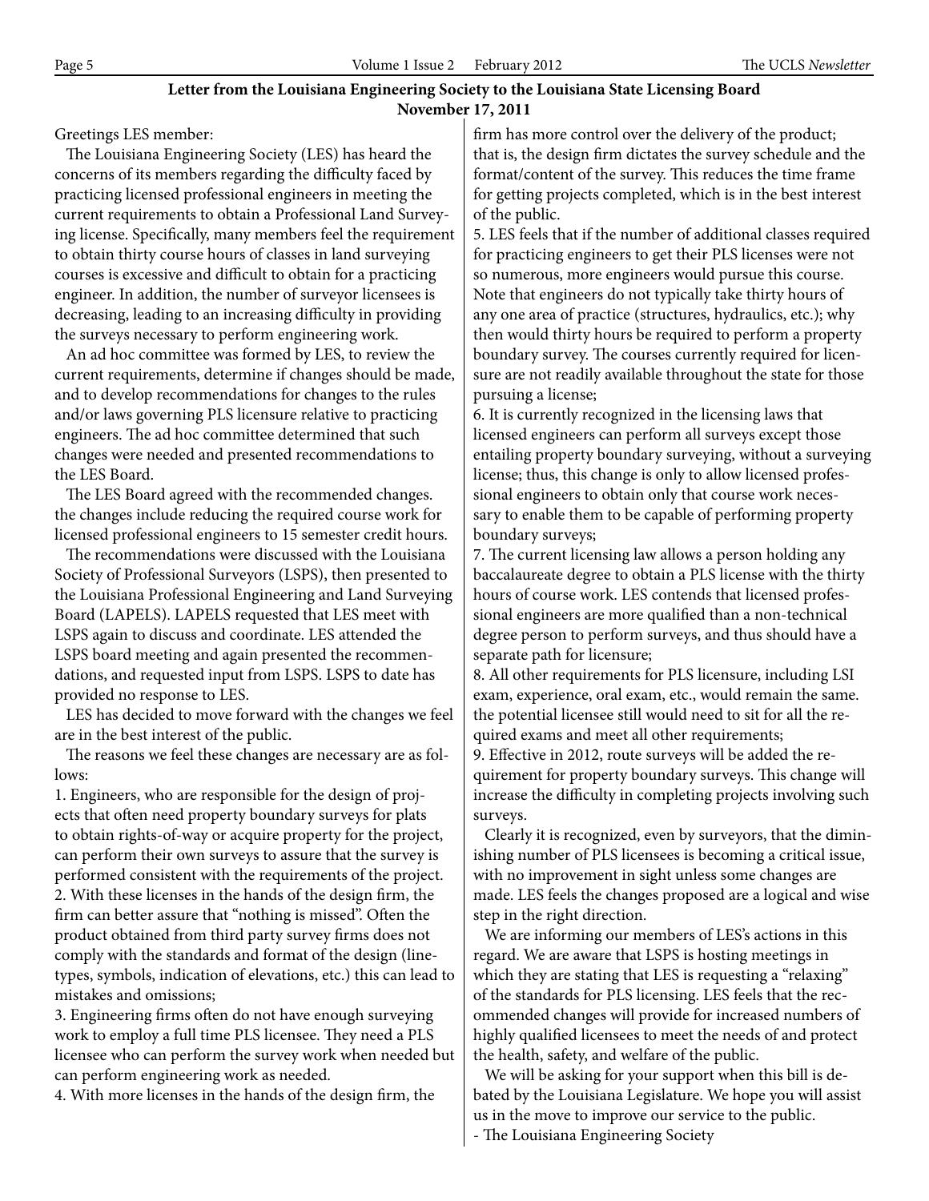## Letter from the Louisiana Engineering Society to the Louisiana State Licensing Board
**November 17, 2011**

Greetings LES member:

The Louisiana Engineering Society (LES) has heard the concerns of its members regarding the difficulty faced by practicing licensed professional engineers in meeting the current requirements to obtain a Professional Land Surveying license. Specifically, many members feel the requirement to obtain thirty course hours of classes in land surveying courses is excessive and difficult to obtain for a practicing engineer. In addition, the number of surveyor licensees is decreasing, leading to an increasing difficulty in providing the surveys necessary to perform engineering work.

An ad hoc committee was formed by LES, to review the current requirements, determine if changes should be made, and to develop recommendations for changes to the rules and/or laws governing PLS licensure relative to practicing engineers. The ad hoc committee determined that such changes were needed and presented recommendations to the LES Board.

The LES Board agreed with the recommended changes. the changes include reducing the required course work for licensed professional engineers to 15 semester credit hours.

The recommendations were discussed with the Louisiana Society of Professional Surveyors (LSPS), then presented to the Louisiana Professional Engineering and Land Surveying Board (LAPELS). LAPELS requested that LES meet with LSPS again to discuss and coordinate. LES attended the LSPS board meeting and again presented the recommendations, and requested input from LSPS. LSPS to date has provided no response to LES.

LES has decided to move forward with the changes we feel are in the best interest of the public.

The reasons we feel these changes are necessary are as follows:

1. Engineers, who are responsible for the design of projects that often need property boundary surveys for plats to obtain rights-of-way or acquire property for the project, can perform their own surveys to assure that the survey is performed consistent with the requirements of the project.
2. With these licenses in the hands of the design firm, the firm can better assure that "nothing is missed". Often the product obtained from third party survey firms does not comply with the standards and format of the design (line-types, symbols, indication of elevations, etc.) this can lead to mistakes and omissions;
3. Engineering firms often do not have enough surveying work to employ a full time PLS licensee. They need a PLS licensee who can perform the survey work when needed but can perform engineering work as needed.
4. With more licenses in the hands of the design firm, the firm has more control over the delivery of the product; that is, the design firm dictates the survey schedule and the format/content of the survey. This reduces the time frame for getting projects completed, which is in the best interest of the public.
5. LES feels that if the number of additional classes required for practicing engineers to get their PLS licenses were not so numerous, more engineers would pursue this course. Note that engineers do not typically take thirty hours of any one area of practice (structures, hydraulics, etc.); why then would thirty hours be required to perform a property boundary survey. The courses currently required for licensure are not readily available throughout the state for those pursuing a license;
6. It is currently recognized in the licensing laws that licensed engineers can perform all surveys except those entailing property boundary surveying, without a surveying license; thus, this change is only to allow licensed professional engineers to obtain only that course work necessary to enable them to be capable of performing property boundary surveys;
7. The current licensing law allows a person holding any baccalaureate degree to obtain a PLS license with the thirty hours of course work. LES contends that licensed professional engineers are more qualified than a non-technical degree person to perform surveys, and thus should have a separate path for licensure;
8. All other requirements for PLS licensure, including LSI exam, experience, oral exam, etc., would remain the same. the potential licensee still would need to sit for all the required exams and meet all other requirements;
9. Effective in 2012, route surveys will be added the requirement for property boundary surveys. This change will increase the difficulty in completing projects involving such surveys.

Clearly it is recognized, even by surveyors, that the diminishing number of PLS licensees is becoming a critical issue, with no improvement in sight unless some changes are made. LES feels the changes proposed are a logical and wise step in the right direction.

We are informing our members of LES's actions in this regard. We are aware that LSPS is hosting meetings in which they are stating that LES is requesting a "relaxing" of the standards for PLS licensing. LES feels that the recommended changes will provide for increased numbers of highly qualified licensees to meet the needs of and protect the health, safety, and welfare of the public.

We will be asking for your support when this bill is debated by the Louisiana Legislature. We hope you will assist us in the move to improve our service to the public.

- The Louisiana Engineering Society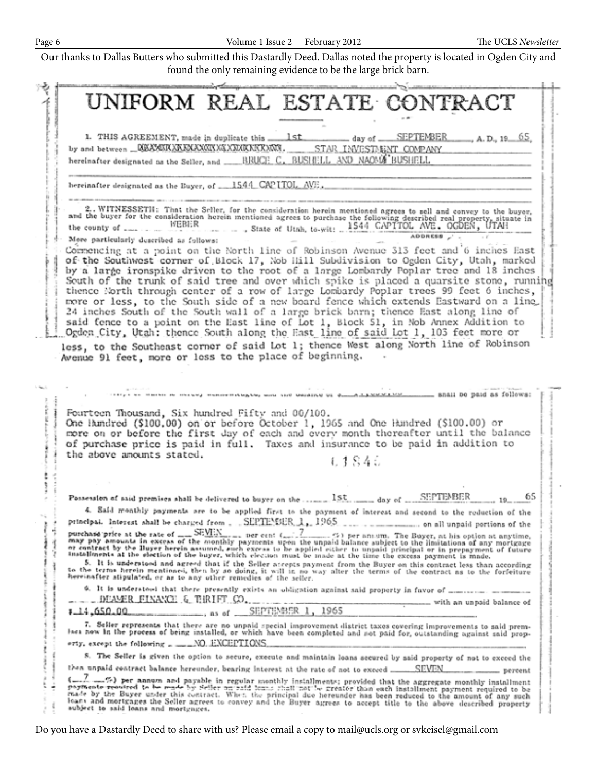Our thanks to Dallas Butters who submitted this Dastardly Deed. Dallas noted the property is located in Ogden City and found the only remaining evidence to be the large brick barn.

# UNIFORM REAL ESTATE CONTRACT

1. THIS AGREEMENT, made in duplicate this 1st day of SEPTEMBER, A. D., 19 65, by and between ~~XXXXXXXXXXXXXXXXXXXXXXXXX~~. STAR INVESTMENT COMPANY hereinafter designated as the Seller, and BRUCE C. BUSHELL AND NAOMI BUSHELL

hereinafter designated as the Buyer, of 1544 CAPITOL AVE.

2. WITNESSETH: That the Seller, for the consideration herein mentioned agrees to sell and convey to the buyer, and the buyer for the consideration herein mentioned agrees to purchase the following described real property, situate in the county of WEBER, State of Utah, to-wit: 1544 CAPITOL AVE. OGDEN, UTAH

ADDRESS

More particularly described as follows:

Commencing at a point on the North line of Robinson Avenue 313 feet and 6 inches East of the Southwest corner of Block 17, Nob Hill Subdivision to Ogden City, Utah, marked by a large ironspike driven to the root of a large Lombardy Poplar tree and 18 inches South of the trunk of said tree and over which spike is placed a quarsite stone, running thence North through center of a row of large Lombardy Poplar trees 99 feet 6 inches, more or less, to the South side of a new board fence which extends Eastward on a line 24 inches South of the South wall of a large brick barn; thence East along line of said fence to a point on the East line of Lot 1, Block 51, in Nob Annex Addition to Ogden City, Utah: thence South along the East line of said Lot 1, 103 feet more or less, to the Southeast corner of said Lot 1; thence West along North line of Robinson Avenue 91 feet, more or less to the place of beginning.

... shall be paid as follows:

Fourteen Thousand, Six hundred Fifty and 00/100.
One Hundred ($100.00) on or before October 1, 1965 and One Hundred ($100.00) or more on or before the first day of each and every month thereafter until the balance of purchase price is paid in full. Taxes and insurance to be paid in addition to the above amounts stated.

Possession of said premises shall be delivered to buyer on the 1st day of SEPTEMBER, 19 65

4. Said monthly payments are to be applied first to the payment of interest and second to the reduction of the principal. Interest shall be charged from SEPTEMBER 1, 1965 on all unpaid portions of the purchase price at the rate of SEVEN per cent ( 7 %) per annum. The Buyer, at his option at anytime, may pay amounts in excess of the monthly payments upon the unpaid balance subject to the limitations of any mortgage or contract by the Buyer herein assumed, such excess to be applied either to unpaid principal or in prepayment of future installments at the election of the buyer, which election must be made at the time the excess payment is made.

5. It is understood and agreed that if the Seller accepts payment from the Buyer on this contract less than according to the terms herein mentioned, then by so doing, it will in no way alter the terms of the contract as to the forfeiture hereinafter stipulated, or as to any other remedies of the seller.

6. It is understood that there presently exists an obligation against said property in favor of DEAMER FINANCE & THRIFT CO., with an unpaid balance of $ 14,650.00, as of SEPTEMBER 1, 1965

7. Seller represents that there are no unpaid special improvement district taxes covering improvements to said premises now in the process of being installed, or which have been completed and not paid for, outstanding against said property, except the following NO EXCEPTIONS

8. The Seller is given the option to secure, execute and maintain loans secured by said property of not to exceed the then unpaid contract balance hereunder, bearing interest at the rate of not to exceed SEVEN percent ( 7 %) per annum and payable in regular monthly installments; provided that the aggregate monthly installment payments required to be made by Seller on said loans shall not be greater than each installment payment required to be made by the Buyer under this contract. When the principal due hereunder has been reduced to the amount of any such loans and mortgages the Seller agrees to convey and the Buyer agrees to accept title to the above described property subject to said loans and mortgages.

Do you have a Dastardly Deed to share with us? Please email a copy to mail@ucls.org or svkeisel@gmail.com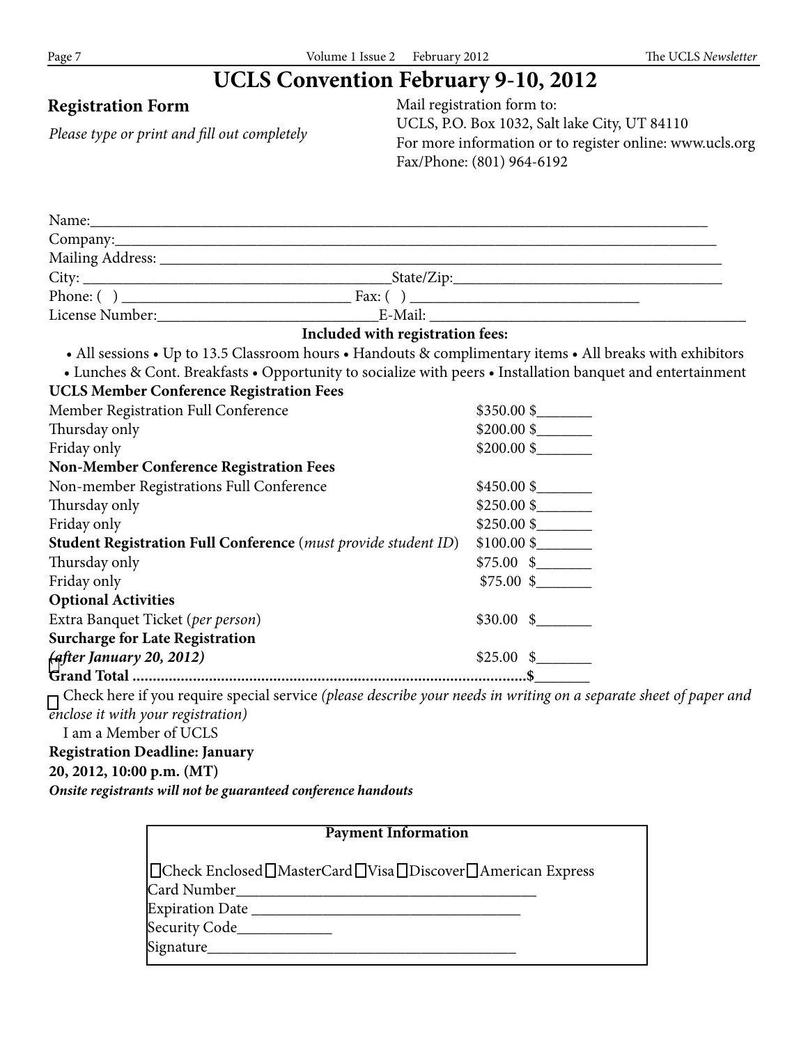# UCLS Convention February 9-10, 2012

## Registration Form

*Please type or print and fill out completely*

Mail registration form to:
UCLS, P.O. Box 1032, Salt lake City, UT 84110
For more information or to register online: www.ucls.org
Fax/Phone: (801) 964-6192

Name:_______________________________________________________________________________
Company:____________________________________________________________________________
Mailing Address: ______________________________________________________________________
City: ____________________________________State/Zip:_________________________________
Phone: ( ) ____________________________ Fax: ( ) ____________________________
License Number:____________________________E-Mail: ______________________________________

**Included with registration fees:**

• All sessions • Up to 13.5 Classroom hours • Handouts & complimentary items • All breaks with exhibitors
• Lunches & Cont. Breakfasts • Opportunity to socialize with peers • Installation banquet and entertainment

| | | |
|---|---|---|
| **UCLS Member Conference Registration Fees** | | |
| Member Registration Full Conference | $350.00 | $_______ |
| Thursday only | $200.00 | $_______ |
| Friday only | $200.00 | $_______ |
| **Non-Member Conference Registration Fees** | | |
| Non-member Registrations Full Conference | $450.00 | $_______ |
| Thursday only | $250.00 | $_______ |
| Friday only | $250.00 | $_______ |
| **Student Registration Full Conference** (*must provide student ID*) | $100.00 | $_______ |
| Thursday only | $75.00 | $_______ |
| Friday only | $75.00 | $_______ |
| **Optional Activities** | | |
| Extra Banquet Ticket (*per person*) | $30.00 | $_______ |
| **Surcharge for Late Registration** ***(after January 20, 2012)*** | $25.00 | $_______ |
| **Grand Total** | | $_______ |

☐ Check here if you require special service *(please describe your needs in writing on a separate sheet of paper and enclose it with your registration)*

☐ I am a Member of UCLS

**Registration Deadline: January 20, 2012, 10:00 p.m. (MT)**

***Onsite registrants will not be guaranteed conference handouts***

**Payment Information**

☐Check Enclosed ☐MasterCard ☐Visa ☐Discover ☐American Express

Card Number______________________________________
Expiration Date __________________________________
Security Code____________
Signature________________________________________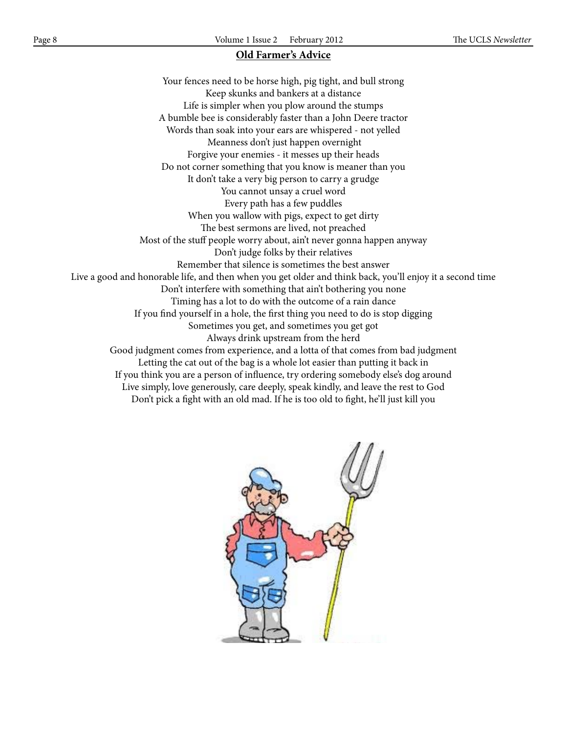## Old Farmer's Advice

Your fences need to be horse high, pig tight, and bull strong
Keep skunks and bankers at a distance
Life is simpler when you plow around the stumps
A bumble bee is considerably faster than a John Deere tractor
Words than soak into your ears are whispered - not yelled
Meanness don't just happen overnight
Forgive your enemies - it messes up their heads
Do not corner something that you know is meaner than you
It don't take a very big person to carry a grudge
You cannot unsay a cruel word
Every path has a few puddles
When you wallow with pigs, expect to get dirty
The best sermons are lived, not preached
Most of the stuff people worry about, ain't never gonna happen anyway
Don't judge folks by their relatives
Remember that silence is sometimes the best answer
Live a good and honorable life, and then when you get older and think back, you'll enjoy it a second time
Don't interfere with something that ain't bothering you none
Timing has a lot to do with the outcome of a rain dance
If you find yourself in a hole, the first thing you need to do is stop digging
Sometimes you get, and sometimes you get got
Always drink upstream from the herd
Good judgment comes from experience, and a lotta of that comes from bad judgment
Letting the cat out of the bag is a whole lot easier than putting it back in
If you think you are a person of influence, try ordering somebody else's dog around
Live simply, love generously, care deeply, speak kindly, and leave the rest to God
Don't pick a fight with an old mad. If he is too old to fight, he'll just kill you